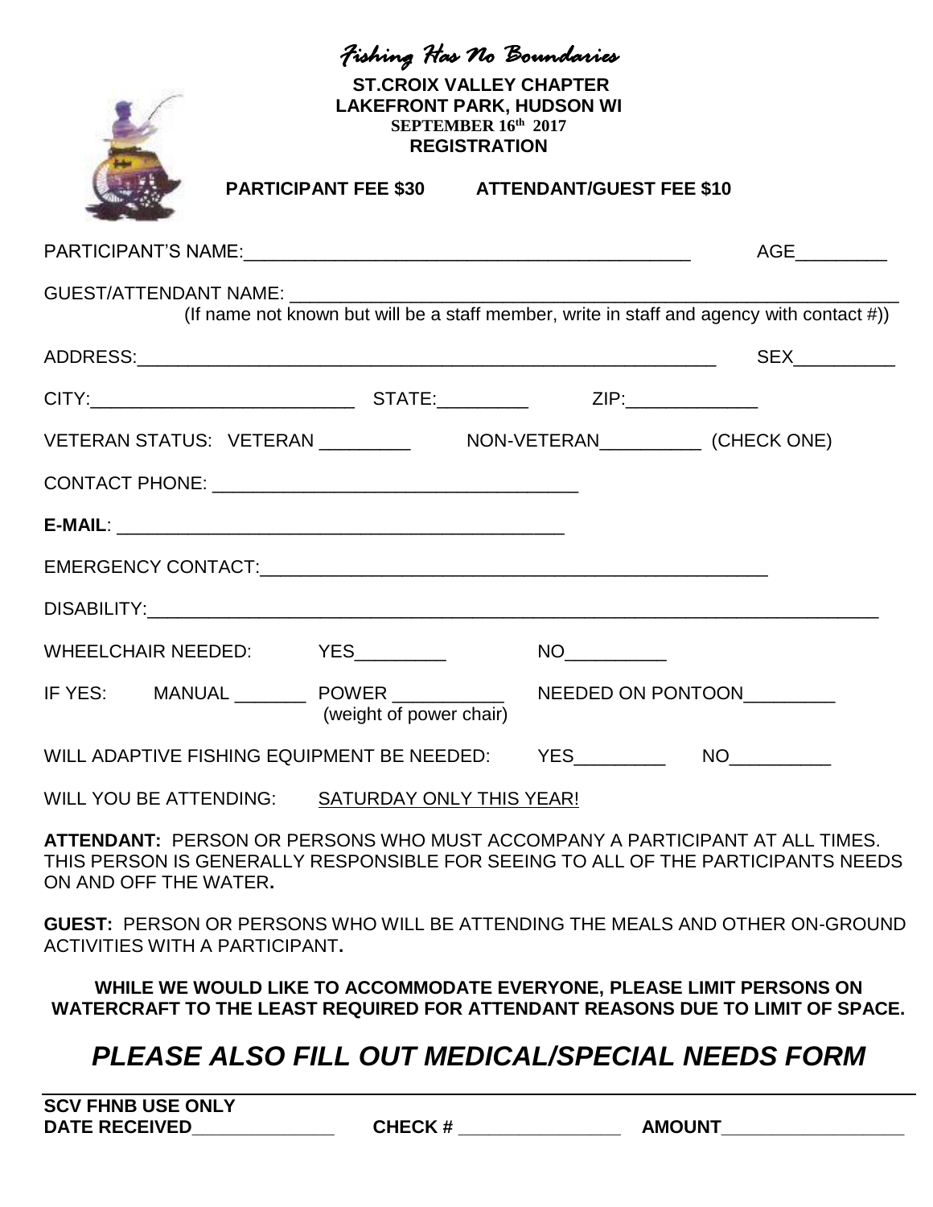# *Fishing Has No Boundaries*

**ST.CROIX VALLEY CHAPTER**
**LAKEFRONT PARK, HUDSON WI**
**SEPTEMBER 16th 2017**
**REGISTRATION**

**PARTICIPANT FEE $30 ATTENDANT/GUEST FEE $10**

PARTICIPANT'S NAME:_____________________________________________ AGE_________

GUEST/ATTENDANT NAME: _______________________________________________________________
(If name not known but will be a staff member, write in staff and agency with contact #))

ADDRESS:_______________________________________________________ SEX__________

CITY:__________________________ STATE:_________ ZIP:_____________

VETERAN STATUS: VETERAN _________ NON-VETERAN__________ (CHECK ONE)

CONTACT PHONE: ___________________________________

**E-MAIL**: _____________________________________________

EMERGENCY CONTACT:_____________________________________________________

DISABILITY:___________________________________________________________________________

WHEELCHAIR NEEDED: YES_________ NO__________

IF YES: MANUAL _______ POWER ___________ (weight of power chair) NEEDED ON PONTOON_________

WILL ADAPTIVE FISHING EQUIPMENT BE NEEDED: YES_________ NO__________

WILL YOU BE ATTENDING: SATURDAY ONLY THIS YEAR!

**ATTENDANT:** PERSON OR PERSONS WHO MUST ACCOMPANY A PARTICIPANT AT ALL TIMES. THIS PERSON IS GENERALLY RESPONSIBLE FOR SEEING TO ALL OF THE PARTICIPANTS NEEDS ON AND OFF THE WATER**.**

**GUEST:** PERSON OR PERSONS WHO WILL BE ATTENDING THE MEALS AND OTHER ON-GROUND ACTIVITIES WITH A PARTICIPANT**.**

**WHILE WE WOULD LIKE TO ACCOMMODATE EVERYONE, PLEASE LIMIT PERSONS ON WATERCRAFT TO THE LEAST REQUIRED FOR ATTENDANT REASONS DUE TO LIMIT OF SPACE.**

## *PLEASE ALSO FILL OUT MEDICAL/SPECIAL NEEDS FORM*

---

**SCV FHNB USE ONLY**
**DATE RECEIVED**______________ **CHECK #** ________________ **AMOUNT**__________________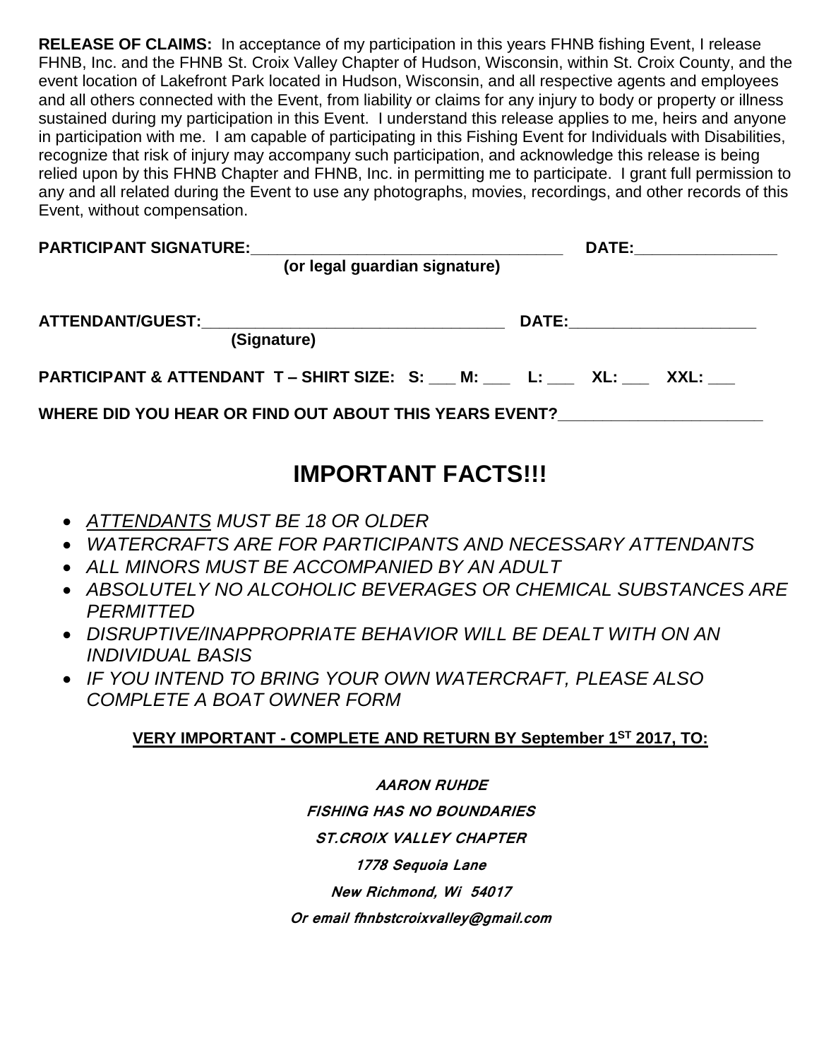**RELEASE OF CLAIMS:** In acceptance of my participation in this years FHNB fishing Event, I release FHNB, Inc. and the FHNB St. Croix Valley Chapter of Hudson, Wisconsin, within St. Croix County, and the event location of Lakefront Park located in Hudson, Wisconsin, and all respective agents and employees and all others connected with the Event, from liability or claims for any injury to body or property or illness sustained during my participation in this Event. I understand this release applies to me, heirs and anyone in participation with me. I am capable of participating in this Fishing Event for Individuals with Disabilities, recognize that risk of injury may accompany such participation, and acknowledge this release is being relied upon by this FHNB Chapter and FHNB, Inc. in permitting me to participate. I grant full permission to any and all related during the Event to use any photographs, movies, recordings, and other records of this Event, without compensation.

**PARTICIPANT SIGNATURE:**____________________________________ **DATE:**________________
**(or legal guardian signature)**

**ATTENDANT/GUEST:**___________________________________ **DATE:**_____________________
**(Signature)**

**PARTICIPANT & ATTENDANT T – SHIRT SIZE: S: ___ M: ___ L: ___ XL: ___ XXL: ___**

**WHERE DID YOU HEAR OR FIND OUT ABOUT THIS YEARS EVENT?**_______________________

# IMPORTANT FACTS!!!

- *ATTENDANTS MUST BE 18 OR OLDER*
- *WATERCRAFTS ARE FOR PARTICIPANTS AND NECESSARY ATTENDANTS*
- *ALL MINORS MUST BE ACCOMPANIED BY AN ADULT*
- *ABSOLUTELY NO ALCOHOLIC BEVERAGES OR CHEMICAL SUBSTANCES ARE PERMITTED*
- *DISRUPTIVE/INAPPROPRIATE BEHAVIOR WILL BE DEALT WITH ON AN INDIVIDUAL BASIS*
- *IF YOU INTEND TO BRING YOUR OWN WATERCRAFT, PLEASE ALSO COMPLETE A BOAT OWNER FORM*

**VERY IMPORTANT - COMPLETE AND RETURN BY September 1ST 2017, TO:**

***AARON RUHDE***

***FISHING HAS NO BOUNDARIES***

***ST.CROIX VALLEY CHAPTER***

***1778 Sequoia Lane***

***New Richmond, Wi 54017***

***Or email fhnbstcroixvalley@gmail.com***